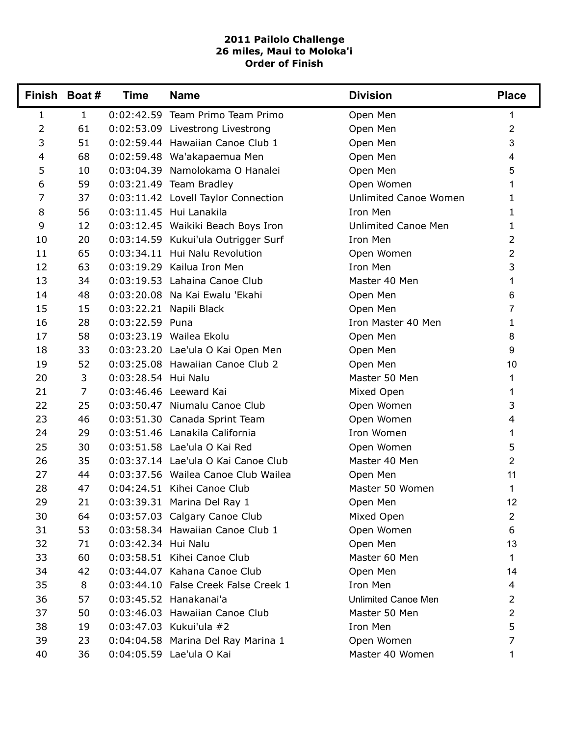**2011 Pailolo Challenge**
**26 miles, Maui to Moloka'i**
**Order of Finish**

| Finish | Boat # | Time | Name | Division | Place |
|---|---|---|---|---|---|
| 1 | 1 | 0:02:42.59 | Team Primo Team Primo | Open Men | 1 |
| 2 | 61 | 0:02:53.09 | Livestrong Livestrong | Open Men | 2 |
| 3 | 51 | 0:02:59.44 | Hawaiian Canoe Club 1 | Open Men | 3 |
| 4 | 68 | 0:02:59.48 | Wa'akapaemua Men | Open Men | 4 |
| 5 | 10 | 0:03:04.39 | Namolokama O Hanalei | Open Men | 5 |
| 6 | 59 | 0:03:21.49 | Team Bradley | Open Women | 1 |
| 7 | 37 | 0:03:11.42 | Lovell Taylor Connection | Unlimited Canoe Women | 1 |
| 8 | 56 | 0:03:11.45 | Hui Lanakila | Iron Men | 1 |
| 9 | 12 | 0:03:12.45 | Waikiki Beach Boys Iron | Unlimited Canoe Men | 1 |
| 10 | 20 | 0:03:14.59 | Kukui'ula Outrigger Surf | Iron Men | 2 |
| 11 | 65 | 0:03:34.11 | Hui Nalu Revolution | Open Women | 2 |
| 12 | 63 | 0:03:19.29 | Kailua Iron Men | Iron Men | 3 |
| 13 | 34 | 0:03:19.53 | Lahaina Canoe Club | Master 40 Men | 1 |
| 14 | 48 | 0:03:20.08 | Na Kai Ewalu 'Ekahi | Open Men | 6 |
| 15 | 15 | 0:03:22.21 | Napili Black | Open Men | 7 |
| 16 | 28 | 0:03:22.59 | Puna | Iron Master 40 Men | 1 |
| 17 | 58 | 0:03:23.19 | Wailea Ekolu | Open Men | 8 |
| 18 | 33 | 0:03:23.20 | Lae'ula O Kai Open Men | Open Men | 9 |
| 19 | 52 | 0:03:25.08 | Hawaiian Canoe Club 2 | Open Men | 10 |
| 20 | 3 | 0:03:28.54 | Hui Nalu | Master 50 Men | 1 |
| 21 | 7 | 0:03:46.46 | Leeward Kai | Mixed Open | 1 |
| 22 | 25 | 0:03:50.47 | Niumalu Canoe Club | Open Women | 3 |
| 23 | 46 | 0:03:51.30 | Canada Sprint Team | Open Women | 4 |
| 24 | 29 | 0:03:51.46 | Lanakila California | Iron Women | 1 |
| 25 | 30 | 0:03:51.58 | Lae'ula O Kai Red | Open Women | 5 |
| 26 | 35 | 0:03:37.14 | Lae'ula O Kai Canoe Club | Master 40 Men | 2 |
| 27 | 44 | 0:03:37.56 | Wailea Canoe Club Wailea | Open Men | 11 |
| 28 | 47 | 0:04:24.51 | Kihei Canoe Club | Master 50 Women | 1 |
| 29 | 21 | 0:03:39.31 | Marina Del Ray 1 | Open Men | 12 |
| 30 | 64 | 0:03:57.03 | Calgary Canoe Club | Mixed Open | 2 |
| 31 | 53 | 0:03:58.34 | Hawaiian Canoe Club 1 | Open Women | 6 |
| 32 | 71 | 0:03:42.34 | Hui Nalu | Open Men | 13 |
| 33 | 60 | 0:03:58.51 | Kihei Canoe Club | Master 60 Men | 1 |
| 34 | 42 | 0:03:44.07 | Kahana Canoe Club | Open Men | 14 |
| 35 | 8 | 0:03:44.10 | False Creek False Creek 1 | Iron Men | 4 |
| 36 | 57 | 0:03:45.52 | Hanakanai'a | Unlimited Canoe Men | 2 |
| 37 | 50 | 0:03:46.03 | Hawaiian Canoe Club | Master 50 Men | 2 |
| 38 | 19 | 0:03:47.03 | Kukui'ula #2 | Iron Men | 5 |
| 39 | 23 | 0:04:04.58 | Marina Del Ray Marina 1 | Open Women | 7 |
| 40 | 36 | 0:04:05.59 | Lae'ula O Kai | Master 40 Women | 1 |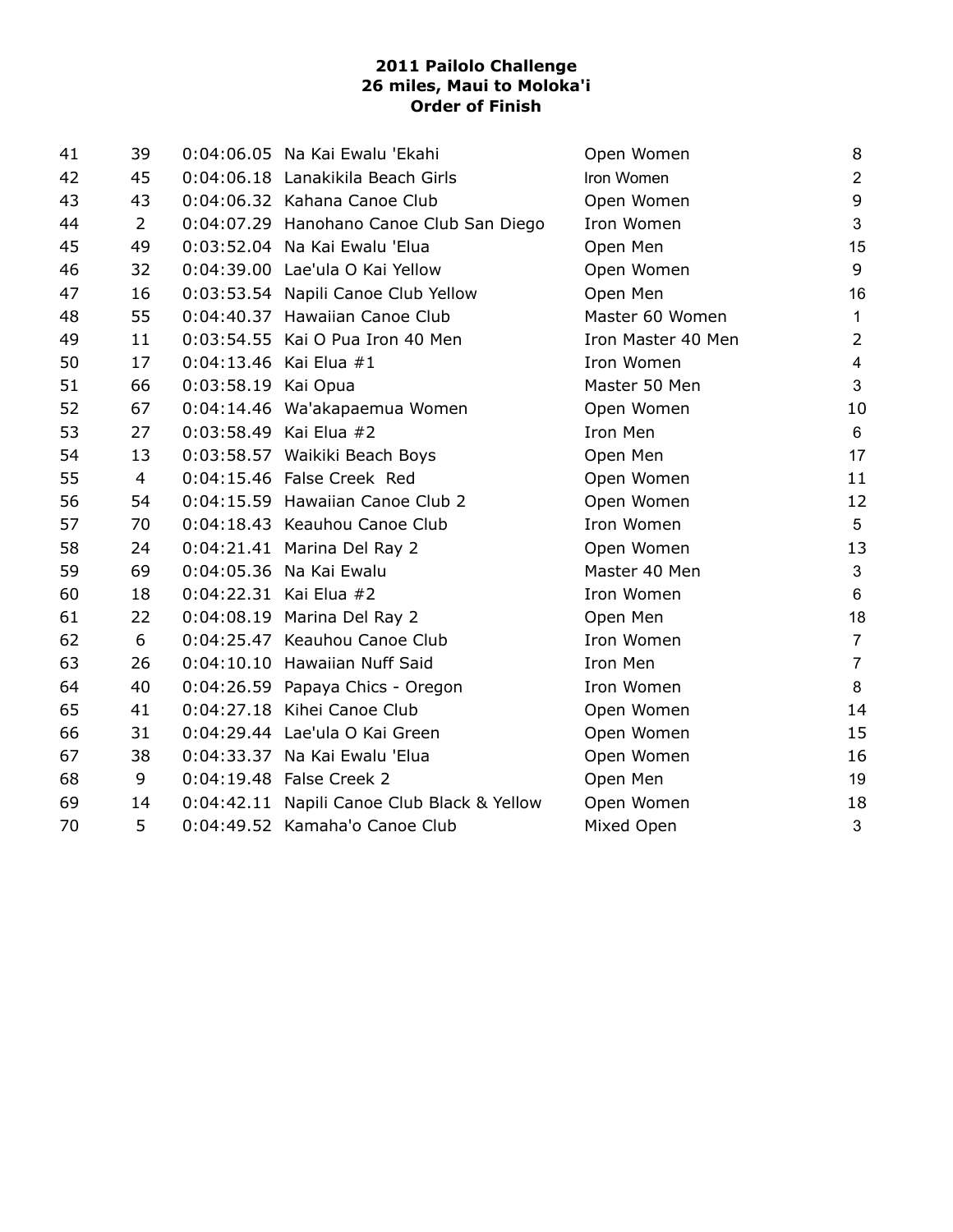**2011 Pailolo Challenge**
**26 miles, Maui to Moloka'i**
**Order of Finish**

| | | | | | |
|---|---|---|---|---|---|
| 41 | 39 | 0:04:06.05 | Na Kai Ewalu 'Ekahi | Open Women | 8 |
| 42 | 45 | 0:04:06.18 | Lanakikila Beach Girls | Iron Women | 2 |
| 43 | 43 | 0:04:06.32 | Kahana Canoe Club | Open Women | 9 |
| 44 | 2 | 0:04:07.29 | Hanohano Canoe Club San Diego | Iron Women | 3 |
| 45 | 49 | 0:03:52.04 | Na Kai Ewalu 'Elua | Open Men | 15 |
| 46 | 32 | 0:04:39.00 | Lae'ula O Kai Yellow | Open Women | 9 |
| 47 | 16 | 0:03:53.54 | Napili Canoe Club Yellow | Open Men | 16 |
| 48 | 55 | 0:04:40.37 | Hawaiian Canoe Club | Master 60 Women | 1 |
| 49 | 11 | 0:03:54.55 | Kai O Pua Iron 40 Men | Iron Master 40 Men | 2 |
| 50 | 17 | 0:04:13.46 | Kai Elua #1 | Iron Women | 4 |
| 51 | 66 | 0:03:58.19 | Kai Opua | Master 50 Men | 3 |
| 52 | 67 | 0:04:14.46 | Wa'akapaemua Women | Open Women | 10 |
| 53 | 27 | 0:03:58.49 | Kai Elua #2 | Iron Men | 6 |
| 54 | 13 | 0:03:58.57 | Waikiki Beach Boys | Open Men | 17 |
| 55 | 4 | 0:04:15.46 | False Creek Red | Open Women | 11 |
| 56 | 54 | 0:04:15.59 | Hawaiian Canoe Club 2 | Open Women | 12 |
| 57 | 70 | 0:04:18.43 | Keauhou Canoe Club | Iron Women | 5 |
| 58 | 24 | 0:04:21.41 | Marina Del Ray 2 | Open Women | 13 |
| 59 | 69 | 0:04:05.36 | Na Kai Ewalu | Master 40 Men | 3 |
| 60 | 18 | 0:04:22.31 | Kai Elua #2 | Iron Women | 6 |
| 61 | 22 | 0:04:08.19 | Marina Del Ray 2 | Open Men | 18 |
| 62 | 6 | 0:04:25.47 | Keauhou Canoe Club | Iron Women | 7 |
| 63 | 26 | 0:04:10.10 | Hawaiian Nuff Said | Iron Men | 7 |
| 64 | 40 | 0:04:26.59 | Papaya Chics - Oregon | Iron Women | 8 |
| 65 | 41 | 0:04:27.18 | Kihei Canoe Club | Open Women | 14 |
| 66 | 31 | 0:04:29.44 | Lae'ula O Kai Green | Open Women | 15 |
| 67 | 38 | 0:04:33.37 | Na Kai Ewalu 'Elua | Open Women | 16 |
| 68 | 9 | 0:04:19.48 | False Creek 2 | Open Men | 19 |
| 69 | 14 | 0:04:42.11 | Napili Canoe Club Black & Yellow | Open Women | 18 |
| 70 | 5 | 0:04:49.52 | Kamaha'o Canoe Club | Mixed Open | 3 |